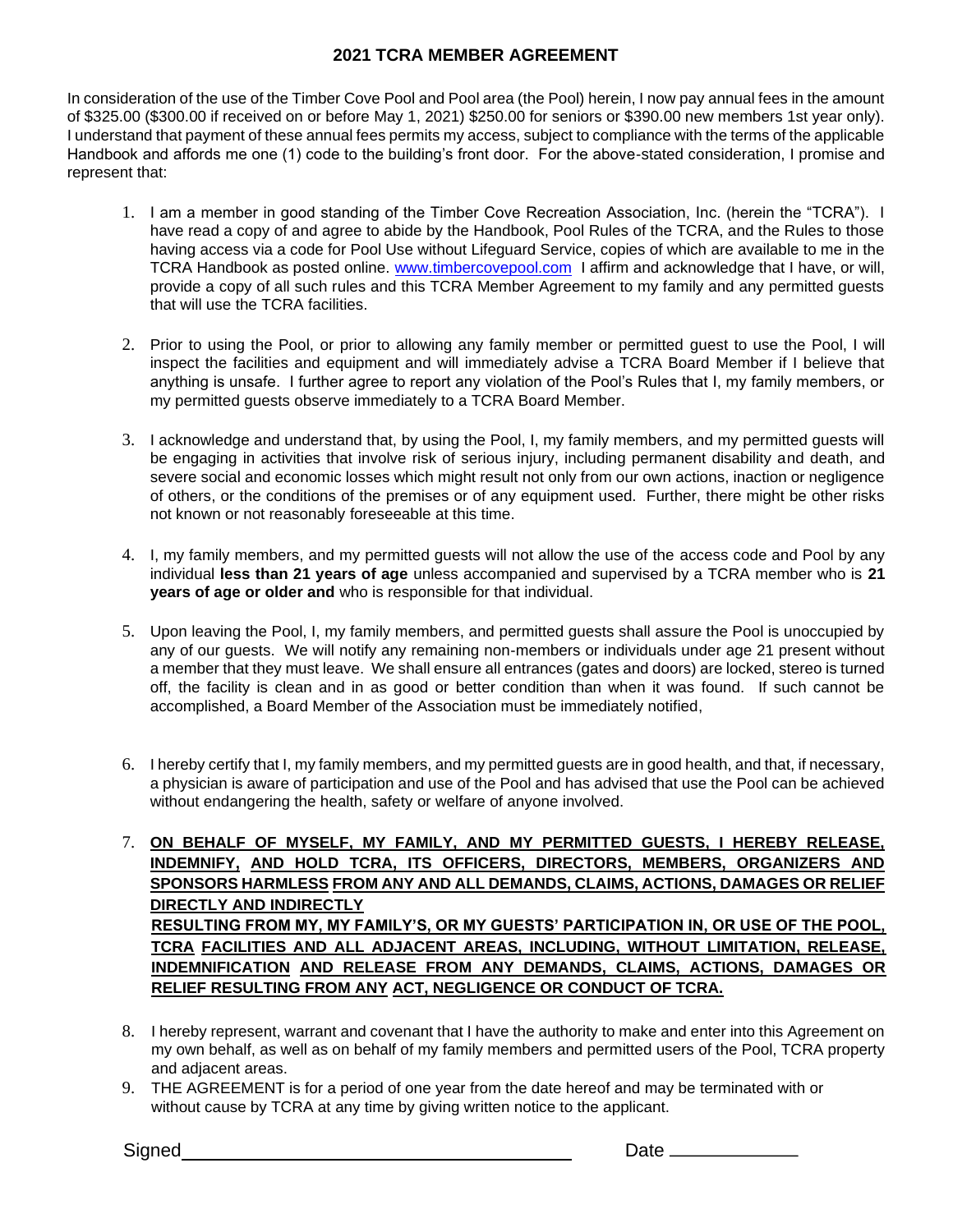# 2021 TCRA MEMBER AGREEMENT

In consideration of the use of the Timber Cove Pool and Pool area (the Pool) herein, I now pay annual fees in the amount of $325.00 ($300.00 if received on or before May 1, 2021) $250.00 for seniors or $390.00 new members 1st year only). I understand that payment of these annual fees permits my access, subject to compliance with the terms of the applicable Handbook and affords me one (1) code to the building's front door. For the above-stated consideration, I promise and represent that:

1. I am a member in good standing of the Timber Cove Recreation Association, Inc. (herein the "TCRA"). I have read a copy of and agree to abide by the Handbook, Pool Rules of the TCRA, and the Rules to those having access via a code for Pool Use without Lifeguard Service, copies of which are available to me in the TCRA Handbook as posted online. www.timbercovepool.com I affirm and acknowledge that I have, or will, provide a copy of all such rules and this TCRA Member Agreement to my family and any permitted guests that will use the TCRA facilities.

2. Prior to using the Pool, or prior to allowing any family member or permitted guest to use the Pool, I will inspect the facilities and equipment and will immediately advise a TCRA Board Member if I believe that anything is unsafe. I further agree to report any violation of the Pool's Rules that I, my family members, or my permitted guests observe immediately to a TCRA Board Member.

3. I acknowledge and understand that, by using the Pool, I, my family members, and my permitted guests will be engaging in activities that involve risk of serious injury, including permanent disability and death, and severe social and economic losses which might result not only from our own actions, inaction or negligence of others, or the conditions of the premises or of any equipment used. Further, there might be other risks not known or not reasonably foreseeable at this time.

4. I, my family members, and my permitted guests will not allow the use of the access code and Pool by any individual **less than 21 years of age** unless accompanied and supervised by a TCRA member who is **21 years of age or older and** who is responsible for that individual.

5. Upon leaving the Pool, I, my family members, and permitted guests shall assure the Pool is unoccupied by any of our guests. We will notify any remaining non-members or individuals under age 21 present without a member that they must leave. We shall ensure all entrances (gates and doors) are locked, stereo is turned off, the facility is clean and in as good or better condition than when it was found. If such cannot be accomplished, a Board Member of the Association must be immediately notified,

6. I hereby certify that I, my family members, and my permitted guests are in good health, and that, if necessary, a physician is aware of participation and use of the Pool and has advised that use the Pool can be achieved without endangering the health, safety or welfare of anyone involved.

7. **ON BEHALF OF MYSELF, MY FAMILY, AND MY PERMITTED GUESTS, I HEREBY RELEASE, INDEMNIFY, AND HOLD TCRA, ITS OFFICERS, DIRECTORS, MEMBERS, ORGANIZERS AND SPONSORS HARMLESS FROM ANY AND ALL DEMANDS, CLAIMS, ACTIONS, DAMAGES OR RELIEF DIRECTLY AND INDIRECTLY RESULTING FROM MY, MY FAMILY'S, OR MY GUESTS' PARTICIPATION IN, OR USE OF THE POOL, TCRA FACILITIES AND ALL ADJACENT AREAS, INCLUDING, WITHOUT LIMITATION, RELEASE, INDEMNIFICATION AND RELEASE FROM ANY DEMANDS, CLAIMS, ACTIONS, DAMAGES OR RELIEF RESULTING FROM ANY ACT, NEGLIGENCE OR CONDUCT OF TCRA.**

8. I hereby represent, warrant and covenant that I have the authority to make and enter into this Agreement on my own behalf, as well as on behalf of my family members and permitted users of the Pool, TCRA property and adjacent areas.

9. THE AGREEMENT is for a period of one year from the date hereof and may be terminated with or without cause by TCRA at any time by giving written notice to the applicant.

Signed\_\_\_\_\_\_\_\_\_\_\_\_\_\_\_\_\_\_\_\_\_\_\_\_\_\_\_\_\_\_\_\_\_\_\_\_ Date \_\_\_\_\_\_\_\_\_\_\_\_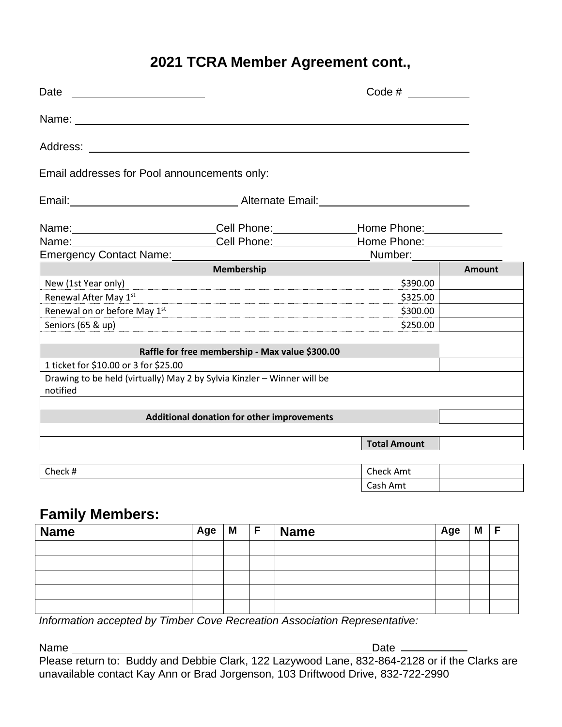# 2021 TCRA Member Agreement cont.,

Date \_\_\_\_\_\_\_\_\_\_\_\_\_\_\_\_\_\_\_\_ Code # \_\_\_\_\_\_\_\_\_\_

Name: \_\_\_\_\_\_\_\_\_\_\_\_\_\_\_\_\_\_\_\_\_\_\_\_\_\_\_\_\_\_\_\_\_\_\_\_\_\_\_\_\_\_\_\_\_\_\_\_\_\_\_\_\_\_

Address: \_\_\_\_\_\_\_\_\_\_\_\_\_\_\_\_\_\_\_\_\_\_\_\_\_\_\_\_\_\_\_\_\_\_\_\_\_\_\_\_\_\_\_\_\_\_\_\_\_\_\_\_

Email addresses for Pool announcements only:

Email: \_\_\_\_\_\_\_\_\_\_\_\_\_\_\_\_\_\_\_\_\_\_\_\_ Alternate Email: \_\_\_\_\_\_\_\_\_\_\_\_\_\_\_\_\_\_\_\_\_\_\_\_

Name: \_\_\_\_\_\_\_\_\_\_\_\_\_\_\_\_\_\_\_\_ Cell Phone: \_\_\_\_\_\_\_\_\_\_\_\_ Home Phone: \_\_\_\_\_\_\_\_\_\_\_\_
Name: \_\_\_\_\_\_\_\_\_\_\_\_\_\_\_\_\_\_\_\_ Cell Phone: \_\_\_\_\_\_\_\_\_\_\_\_ Home Phone: \_\_\_\_\_\_\_\_\_\_\_\_
Emergency Contact Name: \_\_\_\_\_\_\_\_\_\_\_\_\_\_\_\_\_\_\_\_\_\_\_\_\_\_\_\_ Number: \_\_\_\_\_\_\_\_\_\_\_\_

| Membership | | Amount |
|---|---|---|
| New (1st Year only) | $390.00 | |
| Renewal After May 1st | $325.00 | |
| Renewal on or before May 1st | $300.00 | |
| Seniors (65 & up) | $250.00 | |
| | | |
| **Raffle for free membership - Max value $300.00** | | |
| 1 ticket for $10.00 or 3 for $25.00 | | |
| Drawing to be held (virtually) May 2 by Sylvia Kinzler – Winner will be notified | | |
| | | |
| **Additional donation for other improvements** | | |
| | | |
| | **Total Amount** | |

| | | |
|---|---|---|
| Check # | Check Amt | |
| | Cash Amt | |

## Family Members:

| Name | Age | M | F | Name | Age | M | F |
|---|---|---|---|---|---|---|---|
| | | | | | | | |
| | | | | | | | |
| | | | | | | | |
| | | | | | | | |
| | | | | | | | |

*Information accepted by Timber Cove Recreation Association Representative:*

Name \_\_\_\_\_\_\_\_\_\_\_\_\_\_\_\_\_\_\_\_\_\_\_\_\_\_\_\_\_\_\_\_\_\_\_\_\_\_\_\_\_\_\_\_ Date \_\_\_\_\_\_\_\_\_\_

Please return to: Buddy and Debbie Clark, 122 Lazywood Lane, 832-864-2128 or if the Clarks are unavailable contact Kay Ann or Brad Jorgenson, 103 Driftwood Drive, 832-722-2990